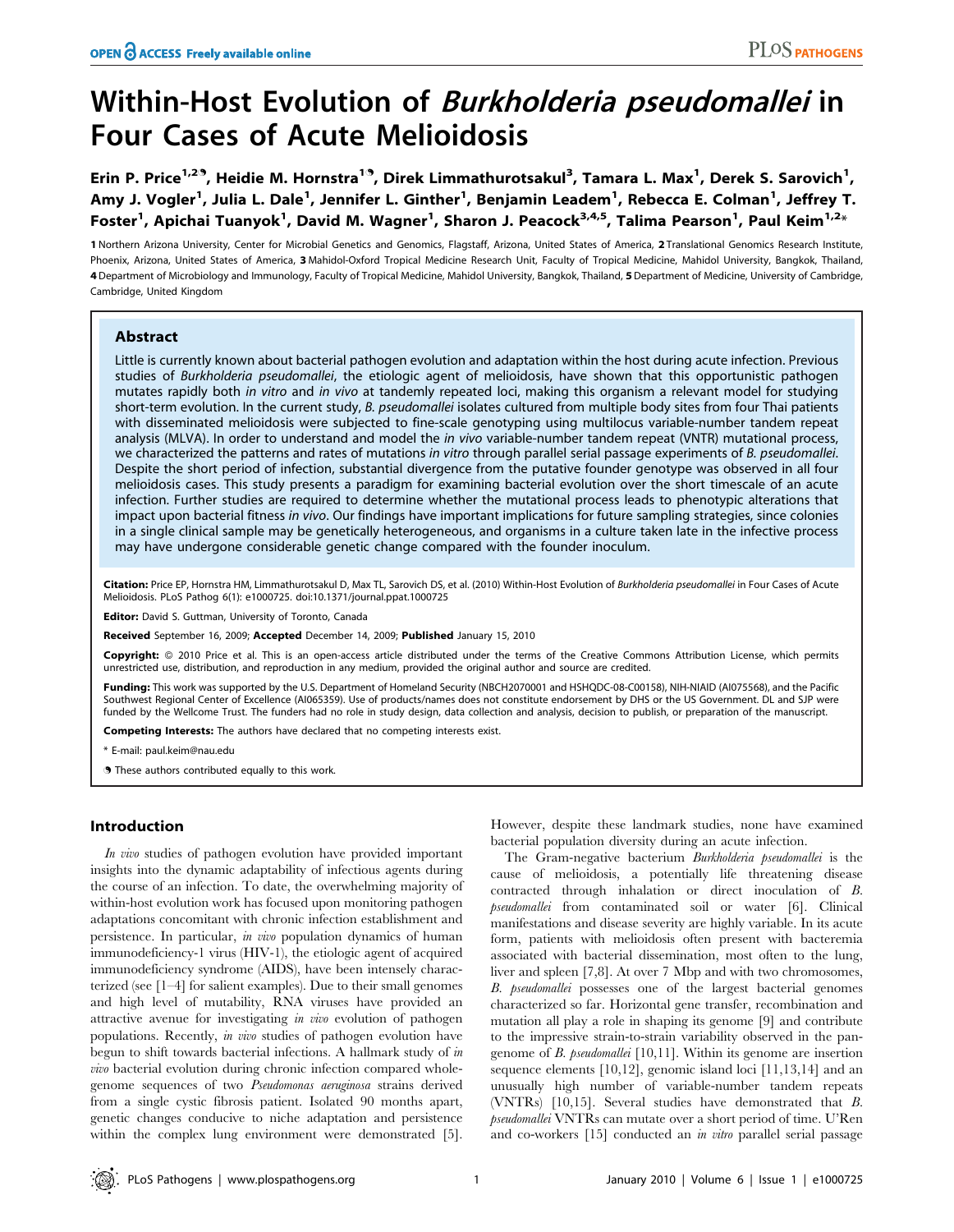# Within-Host Evolution of *Burkholderia pseudomallei* in Four Cases of Acute Melioidosis

**Erin P. Price[1,2]¶, Heidie M. Hornstra[1]¶, Direk Limmathurotsakul[3], Tamara L. Max[1], Derek S. Sarovich[1], Amy J. Vogler[1], Julia L. Dale[1], Jennifer L. Ginther[1], Benjamin Leadem[1], Rebecca E. Colman[1], Jeffrey T. Foster[1], Apichai Tuanyok[1], David M. Wagner[1], Sharon J. Peacock[3,4,5], Talima Pearson[1], Paul Keim[1,2]***

**1** Northern Arizona University, Center for Microbial Genetics and Genomics, Flagstaff, Arizona, United States of America, **2** Translational Genomics Research Institute, Phoenix, Arizona, United States of America, **3** Mahidol-Oxford Tropical Medicine Research Unit, Faculty of Tropical Medicine, Mahidol University, Bangkok, Thailand, **4** Department of Microbiology and Immunology, Faculty of Tropical Medicine, Mahidol University, Bangkok, Thailand, **5** Department of Medicine, University of Cambridge, Cambridge, United Kingdom

## Abstract

Little is currently known about bacterial pathogen evolution and adaptation within the host during acute infection. Previous studies of *Burkholderia pseudomallei*, the etiologic agent of melioidosis, have shown that this opportunistic pathogen mutates rapidly both *in vitro* and *in vivo* at tandemly repeated loci, making this organism a relevant model for studying short-term evolution. In the current study, *B. pseudomallei* isolates cultured from multiple body sites from four Thai patients with disseminated melioidosis were subjected to fine-scale genotyping using multilocus variable-number tandem repeat analysis (MLVA). In order to understand and model the *in vivo* variable-number tandem repeat (VNTR) mutational process, we characterized the patterns and rates of mutations *in vitro* through parallel serial passage experiments of *B. pseudomallei*. Despite the short period of infection, substantial divergence from the putative founder genotype was observed in all four melioidosis cases. This study presents a paradigm for examining bacterial evolution over the short timescale of an acute infection. Further studies are required to determine whether the mutational process leads to phenotypic alterations that impact upon bacterial fitness *in vivo*. Our findings have important implications for future culture sampling strategies, since colonies in a single clinical sample may be genetically heterogeneous, and organisms in a culture taken late in the infective process may have undergone considerable genetic change compared with the founder inoculum.

**Citation:** Price EP, Hornstra HM, Limmathurotsakul D, Max TL, Sarovich DS, et al. (2010) Within-Host Evolution of *Burkholderia pseudomallei* in Four Cases of Acute Melioidosis. PLoS Pathog 6(1): e1000725. doi:10.1371/journal.ppat.1000725

**Editor:** David S. Guttman, University of Toronto, Canada

**Received** September 16, 2009; **Accepted** December 14, 2009; **Published** January 15, 2010

**Copyright:** © 2010 Price et al. This is an open-access article distributed under the terms of the Creative Commons Attribution License, which permits unrestricted use, distribution, and reproduction in any medium, provided the original author and source are credited.

**Funding:** This work was supported by the U.S. Department of Homeland Security (NBCH2070001 and HSHQDC-08-C00158), NIH-NIAID (AI075568), and the Pacific Southwest Regional Center of Excellence (AI065359). Use of products/names does not constitute endorsement by DHS or the US Government. DL and SJP were funded by the Wellcome Trust. The funders had no role in study design, data collection and analysis, decision to publish, or preparation of the manuscript.

**Competing Interests:** The authors have declared that no competing interests exist.

\* E-mail: paul.keim@nau.edu

¶ These authors contributed equally to this work.

## Introduction

*In vivo* studies of pathogen evolution have provided important insights into the dynamic adaptability of infectious agents during the course of an infection. To date, the overwhelming majority of within-host evolution work has focused upon monitoring pathogen adaptations concomitant with chronic infection establishment and persistence. In particular, *in vivo* population dynamics of human immunodeficiency-1 virus (HIV-1), the etiologic agent of acquired immunodeficiency syndrome (AIDS), have been intensely characterized (see [1–4] for salient examples). Due to their small genomes and high level of mutability, RNA viruses have provided an attractive avenue for investigating *in vivo* evolution of pathogen populations. Recently, *in vivo* studies of pathogen evolution have begun to shift towards bacterial infections. A hallmark study of *in vivo* bacterial evolution during chronic infection compared whole-genome sequences of two *Pseudomonas aeruginosa* strains derived from a single cystic fibrosis patient. Isolated 90 months apart, genetic changes conducive to niche adaptation and persistence within the complex lung environment were demonstrated [5]. However, despite these landmark studies, none have examined bacterial population diversity during an acute infection.

The Gram-negative bacterium *Burkholderia pseudomallei* is the cause of melioidosis, a potentially life threatening disease contracted through inhalation or direct inoculation of *B. pseudomallei* from contaminated soil or water [6]. Clinical manifestations and disease severity are highly variable. In its acute form, patients with melioidosis often present with bacteremia associated with bacterial dissemination, most often to the lung, liver and spleen [7,8]. At over 7 Mbp and with two chromosomes, *B. pseudomallei* possesses one of the largest bacterial genomes characterized so far. Horizontal gene transfer, recombination and mutation all play a role in shaping its genome [9] and contribute to the impressive strain-to-strain variability observed in the pan-genome of *B. pseudomallei* [10,11]. Within its genome are insertion sequence elements [10,12], genomic island loci [11,13,14] and an unusually high number of variable-number tandem repeats (VNTRs) [10,15]. Several studies have demonstrated that *B. pseudomallei* VNTRs can mutate over a short period of time. U'Ren and co-workers [15] conducted an *in vitro* parallel serial passage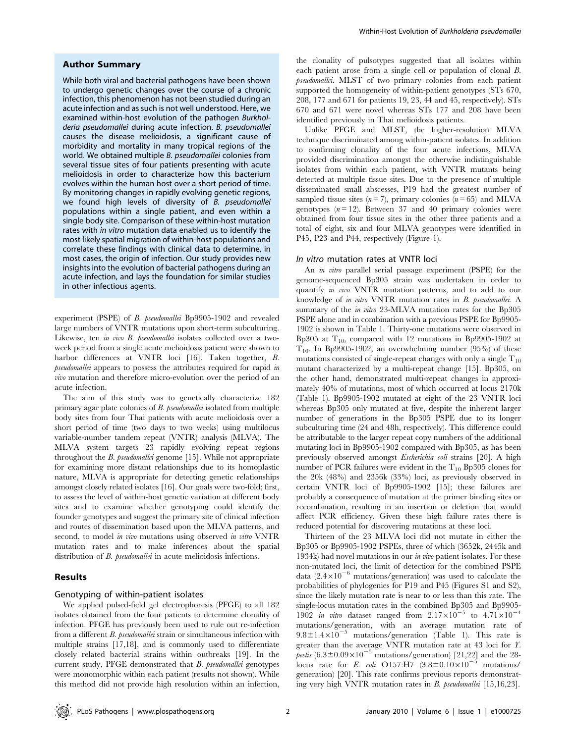## Author Summary

While both viral and bacterial pathogens have been shown to undergo genetic changes over the course of a chronic infection, this phenomenon has not been studied during an acute infection and as such is not well understood. Here, we examined within-host evolution of the pathogen *Burkholderia pseudomallei* during acute infection. *B. pseudomallei* causes the disease melioidosis, a significant cause of morbidity and mortality in many tropical regions of the world. We obtained multiple *B. pseudomallei* colonies from several tissue sites of four patients presenting with acute melioidosis in order to characterize how this bacterium evolves within the human host over a short period of time. By monitoring changes in rapidly evolving genetic regions, we found high levels of diversity of *B. pseudomallei* populations within a single patient, and even within a single body site. Comparison of these within-host mutation rates with *in vitro* mutation data enabled us to identify the most likely spatial migration of within-host populations and correlate these findings with clinical data to determine, in most cases, the origin of infection. Our study provides new insights into the evolution of bacterial pathogens during an acute infection, and lays the foundation for similar studies in other infectious agents.

experiment (PSPE) of *B. pseudomallei* Bp9905-1902 and revealed large numbers of VNTR mutations upon short-term subculturing. Likewise, ten *in vivo B. pseudomallei* isolates collected over a two-week period from a single acute melioidosis patient were shown to harbor differences at VNTR loci [16]. Taken together, *B. pseudomallei* appears to possess the attributes required for rapid *in vivo* mutation and therefore micro-evolution over the period of an acute infection.

The aim of this study was to genetically characterize 182 primary agar plate colonies of *B. pseudomallei* isolated from multiple body sites from four Thai patients with acute melioidosis over a short period of time (two days to two weeks) using multilocus variable-number tandem repeat (VNTR) analysis (MLVA). The MLVA system targets 23 rapidly evolving repeat regions throughout the *B. pseudomallei* genome [15]. While not appropriate for examining more distant relationships due to its homoplastic nature, MLVA is appropriate for detecting genetic relationships amongst closely related isolates [16]. Our goals were two-fold; first, to assess the level of within-host genetic variation at different body sites and to examine whether genotyping could identify the founder genotypes and suggest the primary site of clinical infection and routes of dissemination based upon the MLVA patterns, and second, to model *in vivo* mutations using observed *in vitro* VNTR mutation rates and to make inferences about the spatial distribution of *B. pseudomallei* in acute melioidosis infections.

## Results

### Genotyping of within-patient isolates

We applied pulsed-field gel electrophoresis (PFGE) to all 182 isolates obtained from the four patients to determine clonality of infection. PFGE has previously been used to rule out re-infection from a different *B. pseudomallei* strain or simultaneous infection with multiple strains [17,18], and is commonly used to differentiate closely related bacterial strains within outbreaks [19]. In the current study, PFGE demonstrated that *B. pseudomallei* genotypes were monomorphic within each patient (results not shown). While this method did not provide high resolution within an infection, the clonality of pulsotypes suggested that all isolates within each patient arose from a single cell or population of clonal *B. pseudomallei*. MLST of two primary colonies from each patient supported the homogeneity of within-patient genotypes (STs 670, 208, 177 and 671 for patients 19, 23, 44 and 45, respectively). STs 670 and 671 were novel whereas STs 177 and 208 have been identified previously in Thai melioidosis patients.

Unlike PFGE and MLST, the higher-resolution MLVA technique discriminated among within-patient isolates. In addition to confirming clonality of the four acute infections, MLVA provided discrimination amongst the otherwise indistinguishable isolates from within each patient, with VNTR mutants being detected at multiple tissue sites. Due to the presence of multiple disseminated small abscesses, P19 had the greatest number of sampled tissue sites ($n = 7$), primary colonies ($n = 65$) and MLVA genotypes ($n = 12$). Between 37 and 40 primary colonies were obtained from four tissue sites in the other three patients and a total of eight, six and four MLVA genotypes were identified in P45, P23 and P44, respectively (Figure 1).

### *In vitro* mutation rates at VNTR loci

An *in vitro* parallel serial passage experiment (PSPE) for the genome-sequenced Bp305 strain was undertaken in order to quantify *in vivo* VNTR mutation patterns, and to add to our knowledge of *in vitro* VNTR mutation rates in *B. pseudomallei*. A summary of the *in vitro* 23-MLVA mutation rates for the Bp305 PSPE alone and in combination with a previous PSPE for Bp9905-1902 is shown in Table 1. Thirty-one mutations were observed in Bp305 at $T_{10}$, compared with 12 mutations in Bp9905-1902 at $T_{10}$. In Bp9905-1902, an overwhelming number (95%) of these mutations consisted of single-repeat changes with only a single $T_{10}$ mutant characterized by a multi-repeat change [15]. Bp305, on the other hand, demonstrated multi-repeat changes in approximately 40% of mutations, most of which occurred at locus 2170k (Table 1). Bp9905-1902 mutated at eight of the 23 VNTR loci whereas Bp305 only mutated at five, despite the inherent larger number of generations in the Bp305 PSPE due to its longer subculturing time (24 and 48h, respectively). This difference could be attributable to the larger repeat copy numbers of the additional mutating loci in Bp9905-1902 compared with Bp305, as has been previously observed amongst *Escherichia coli* strains [20]. A high number of PCR failures were evident in the $T_{10}$ Bp305 clones for the 20k (48%) and 2356k (33%) loci, as previously observed in certain VNTR loci of Bp9905-1902 [15]; these failures are probably a consequence of mutation at the primer binding sites or recombination, resulting in an insertion or deletion that would affect PCR efficiency. Given these high failure rates there is reduced potential for discovering mutations at these loci.

Thirteen of the 23 MLVA loci did not mutate in either the Bp305 or Bp9905-1902 PSPEs, three of which (3652k, 2445k and 1934k) had novel mutations in our *in vivo* patient isolates. For these non-mutated loci, the limit of detection for the combined PSPE data ($2.4\times10^{-6}$ mutations/generation) was used to calculate the probabilities of phylogenies for P19 and P45 (Figures S1 and S2), since the likely mutation rate is near to or less than this rate. The single-locus mutation rates in the combined Bp305 and Bp9905-1902 *in vitro* dataset ranged from $2.17\times10^{-5}$ to $4.71\times10^{-4}$ mutations/generation, with an average mutation rate of $9.8\pm1.4\times10^{-5}$ mutations/generation (Table 1). This rate is greater than the average VNTR mutation rate at 43 loci for *Y. pestis* ($6.3\pm0.09\times10^{-5}$ mutations/generation) [21,22] and the 28-locus rate for *E. coli* O157:H7 ($3.8\pm0.10\times10^{-5}$ mutations/generation) [20]. This rate confirms previous reports demonstrating very high VNTR mutation rates in *B. pseudomallei* [15,16,23].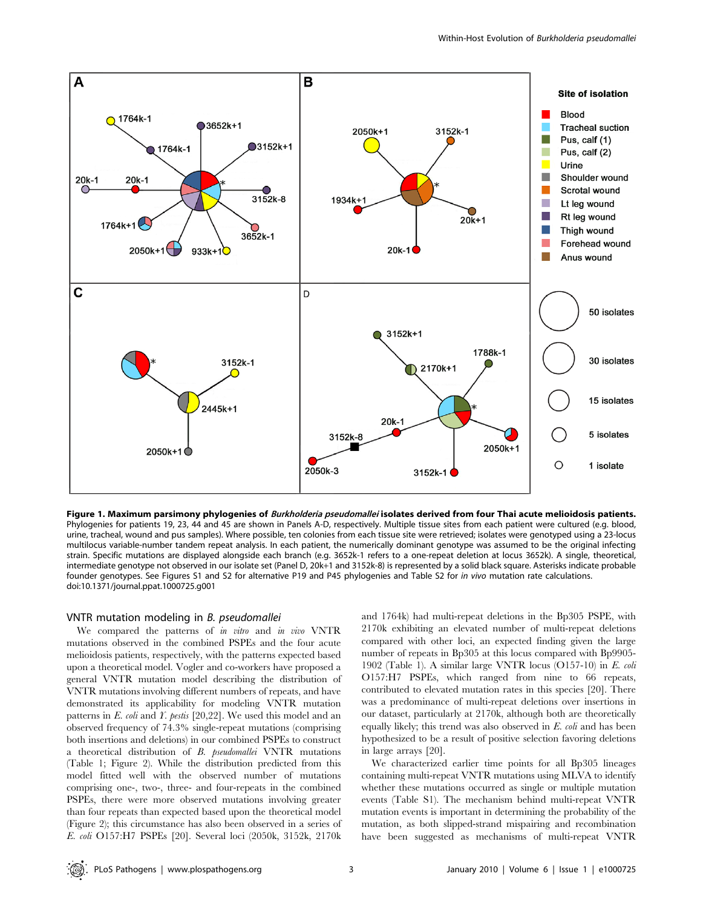**Figure 1. Maximum parsimony phylogenies of *Burkholderia pseudomallei* isolates derived from four Thai acute melioidosis patients.** Phylogenies for patients 19, 23, 44 and 45 are shown in Panels A-D, respectively. Multiple tissue sites from each patient were cultured (e.g. blood, urine, tracheal, wound and pus samples). Where possible, ten colonies from each tissue site were retrieved; isolates were genotyped using a 23-locus multilocus variable-number tandem repeat analysis. In each patient, the numerically dominant genotype was assumed to be the original infecting strain. Specific mutations are displayed alongside each branch (e.g. 3652k-1 refers to a one-repeat deletion at locus 3652k). A single, theoretical, intermediate genotype not observed in our isolate set (Panel D, 20k+1 and 3152k-8) is represented by a solid black square. Asterisks indicate probable founder genotypes. See Figures S1 and S2 for alternative P19 and P45 phylogenies and Table S2 for *in vivo* mutation rate calculations.
doi:10.1371/journal.ppat.1000725.g001

## VNTR mutation modeling in *B. pseudomallei*

We compared the patterns of *in vitro* and *in vivo* VNTR mutations observed in the combined PSPEs and the four acute melioidosis patients, respectively, with the patterns expected based upon a theoretical model. Vogler and co-workers have proposed a general VNTR mutation model describing the distribution of VNTR mutations involving different numbers of repeats, and have demonstrated its applicability for modeling VNTR mutation patterns in *E. coli* and *Y. pestis* [20,22]. We used this model and an observed frequency of 74.3% single-repeat mutations (comprising both insertions and deletions) in our combined PSPEs to construct a theoretical distribution of *B. pseudomallei* VNTR mutations (Table 1; Figure 2). While the distribution predicted from this model fitted well with the observed number of mutations comprising one-, two-, three- and four-repeats in the combined PSPEs, there were more observed mutations involving greater than four repeats than expected based upon the theoretical model (Figure 2); this circumstance has also been observed in a series of *E. coli* O157:H7 PSPEs [20]. Several loci (2050k, 3152k, 2170k and 1764k) had multi-repeat deletions in the Bp305 PSPE, with 2170k exhibiting an elevated number of multi-repeat deletions compared with other loci, an expected finding given the large number of repeats in Bp305 at this locus compared with Bp9905-1902 (Table 1). A similar large VNTR locus (O157-10) in *E. coli* O157:H7 PSPEs, which ranged from nine to 66 repeats, contributed to elevated mutation rates in this species [20]. There was a predominance of multi-repeat deletions over insertions in our dataset, particularly at 2170k, although both are theoretically equally likely; this trend was also observed in *E. coli* and has been hypothesized to be a result of positive selection favoring deletions in large arrays [20].

We characterized earlier time points for all Bp305 lineages containing multi-repeat VNTR mutations using MLVA to identify whether these mutations occurred as single or multiple mutation events (Table S1). The mechanism behind multi-repeat VNTR mutation events is important in determining the probability of the mutation, as both slipped-strand mispairing and recombination have been suggested as mechanisms of multi-repeat VNTR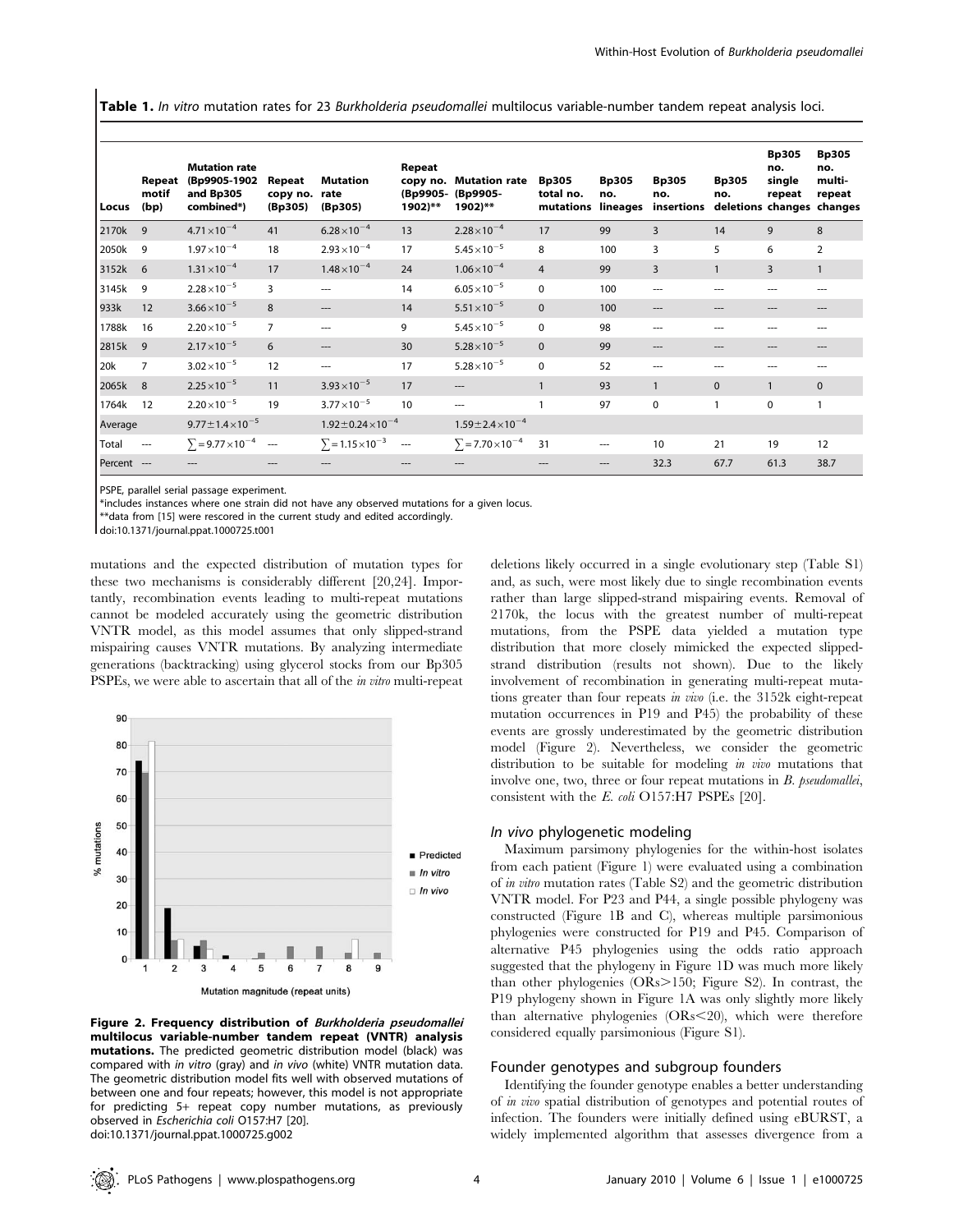**Table 1.** *In vitro* mutation rates for 23 *Burkholderia pseudomallei* multilocus variable-number tandem repeat analysis loci.

| Locus | Repeat motif (bp) | Mutation rate (Bp9905-1902 and Bp305 combined*) | Repeat copy no. (Bp305) | Mutation rate (Bp305) | Repeat copy no. (Bp9905-1902)** | Mutation rate (Bp9905-1902)** | Bp305 total no. mutations | Bp305 no. lineages | Bp305 no. insertions | Bp305 no. deletions | Bp305 no. single repeat changes | Bp305 no. multi-repeat changes |
|---|---|---|---|---|---|---|---|---|---|---|---|---|
| 2170k | 9 | $4.71 \times 10^{-4}$ | 41 | $6.28 \times 10^{-4}$ | 13 | $2.28 \times 10^{-4}$ | 17 | 99 | 3 | 14 | 9 | 8 |
| 2050k | 9 | $1.97 \times 10^{-4}$ | 18 | $2.93 \times 10^{-4}$ | 17 | $5.45 \times 10^{-5}$ | 8 | 100 | 3 | 5 | 6 | 2 |
| 3152k | 6 | $1.31 \times 10^{-4}$ | 17 | $1.48 \times 10^{-4}$ | 24 | $1.06 \times 10^{-4}$ | 4 | 99 | 3 | 1 | 3 | 1 |
| 3145k | 9 | $2.28 \times 10^{-5}$ | 3 | --- | 14 | $6.05 \times 10^{-5}$ | 0 | 100 | --- | --- | --- | --- |
| 933k | 12 | $3.66 \times 10^{-5}$ | 8 | --- | 14 | $5.51 \times 10^{-5}$ | 0 | 100 | --- | --- | --- | --- |
| 1788k | 16 | $2.20 \times 10^{-5}$ | 7 | --- | 9 | $5.45 \times 10^{-5}$ | 0 | 98 | --- | --- | --- | --- |
| 2815k | 9 | $2.17 \times 10^{-5}$ | 6 | --- | 30 | $5.28 \times 10^{-5}$ | 0 | 99 | --- | --- | --- | --- |
| 20k | 7 | $3.02 \times 10^{-5}$ | 12 | --- | 17 | $5.28 \times 10^{-5}$ | 0 | 52 | --- | --- | --- | --- |
| 2065k | 8 | $2.25 \times 10^{-5}$ | 11 | $3.93 \times 10^{-5}$ | 17 | --- | 1 | 93 | 1 | 0 | 1 | 0 |
| 1764k | 12 | $2.20 \times 10^{-5}$ | 19 | $3.77 \times 10^{-5}$ | 10 | --- | 1 | 97 | 0 | 1 | 0 | 1 |
| Average | | $9.77 \pm 1.4 \times 10^{-5}$ | | $1.92 \pm 0.24 \times 10^{-4}$ | | $1.59 \pm 2.4 \times 10^{-4}$ | | | | | | |
| Total | --- | $\sum = 9.77 \times 10^{-4}$ | --- | $\sum = 1.15 \times 10^{-3}$ | --- | $\sum = 7.70 \times 10^{-4}$ | 31 | --- | 10 | 21 | 19 | 12 |
| Percent | --- | --- | --- | --- | --- | --- | --- | --- | 32.3 | 67.7 | 61.3 | 38.7 |

PSPE, parallel serial passage experiment.
*includes instances where one strain did not have any observed mutations for a given locus.
**data from [15] were rescored in the current study and edited accordingly.
doi:10.1371/journal.ppat.1000725.t001

mutations and the expected distribution of mutation types for these two mechanisms is considerably different [20,24]. Importantly, recombination events leading to multi-repeat mutations cannot be modeled accurately using the geometric distribution VNTR model, as this model assumes that only slipped-strand mispairing causes VNTR mutations. By analyzing intermediate generations (backtracking) using glycerol stocks from our Bp305 PSPEs, we were able to ascertain that all of the *in vitro* multi-repeat deletions likely occurred in a single evolutionary step (Table S1) and, as such, were most likely due to single recombination events rather than large slipped-strand mispairing events. Removal of 2170k, the locus with the greatest number of multi-repeat mutations, from the PSPE data yielded a mutation type distribution that more closely mimicked the expected slipped-strand distribution (results not shown). Due to the likely involvement of recombination in generating multi-repeat mutations greater than four repeats *in vivo* (i.e. the 3152k eight-repeat mutation occurrences in P19 and P45) the probability of these events are grossly underestimated by the geometric distribution model (Figure 2). Nevertheless, we consider the geometric distribution to be suitable for modeling *in vivo* mutations that involve one, two, three or four repeat mutations in *B. pseudomallei*, consistent with the *E. coli* O157:H7 PSPEs [20].

**Figure 2. Frequency distribution of *Burkholderia pseudomallei* multilocus variable-number tandem repeat (VNTR) analysis mutations.** The predicted geometric distribution model (black) was compared with *in vitro* (gray) and *in vivo* (white) VNTR mutation data. The geometric distribution model fits well with observed mutations of between one and four repeats; however, this model is not appropriate for predicting 5+ repeat copy number mutations, as previously observed in *Escherichia coli* O157:H7 [20].
doi:10.1371/journal.ppat.1000725.g002

### *In vivo* phylogenetic modeling

Maximum parsimony phylogenies for the within-host isolates from each patient (Figure 1) were evaluated using a combination of *in vitro* mutation rates (Table S2) and the geometric distribution VNTR model. For P23 and P44, a single possible phylogeny was constructed (Figure 1B and C), whereas multiple parsimonious phylogenies were constructed for P19 and P45. Comparison of alternative P45 phylogenies using the odds ratio approach suggested that the phylogeny in Figure 1D was much more likely than other phylogenies (ORs>150; Figure S2). In contrast, the P19 phylogeny shown in Figure 1A was only slightly more likely than alternative phylogenies (ORs<20), which were therefore considered equally parsimonious (Figure S1).

### Founder genotypes and subgroup founders

Identifying the founder genotype enables a better understanding of *in vivo* spatial distribution of genotypes and potential routes of infection. The founders were initially defined using eBURST, a widely implemented algorithm that assesses divergence from a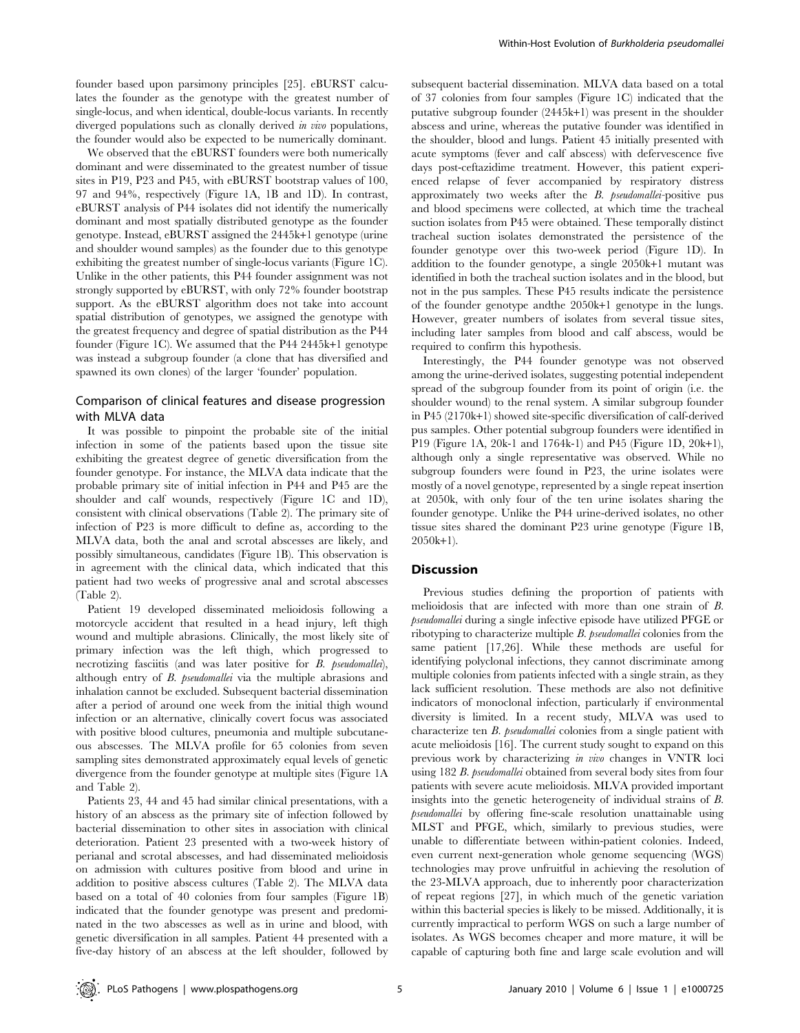founder based upon parsimony principles [25]. eBURST calculates the founder as the genotype with the greatest number of single-locus, and when identical, double-locus variants. In recently diverged populations such as clonally derived *in vivo* populations, the founder would also be expected to be numerically dominant.

We observed that the eBURST founders were both numerically dominant and were disseminated to the greatest number of tissue sites in P19, P23 and P45, with eBURST bootstrap values of 100, 97 and 94%, respectively (Figure 1A, 1B and 1D). In contrast, eBURST analysis of P44 isolates did not identify the numerically dominant and most spatially distributed genotype as the founder genotype. Instead, eBURST assigned the 2445k+1 genotype (urine and shoulder wound samples) as the founder due to this genotype exhibiting the greatest number of single-locus variants (Figure 1C). Unlike in the other patients, this P44 founder assignment was not strongly supported by eBURST, with only 72% founder bootstrap support. As the eBURST algorithm does not take into account spatial distribution of genotypes, we assigned the genotype with the greatest frequency and degree of spatial distribution as the P44 founder (Figure 1C). We assumed that the P44 2445k+1 genotype was instead a subgroup founder (a clone that has diversified and spawned its own clones) of the larger 'founder' population.

## Comparison of clinical features and disease progression with MLVA data

It was possible to pinpoint the probable site of the initial infection in some of the patients based upon the tissue site exhibiting the greatest degree of genetic diversification from the founder genotype. For instance, the MLVA data indicate that the probable primary site of initial infection in P44 and P45 are the shoulder and calf wounds, respectively (Figure 1C and 1D), consistent with clinical observations (Table 2). The primary site of infection of P23 is more difficult to define as, according to the MLVA data, both the anal and scrotal abscesses are likely, and possibly simultaneous, candidates (Figure 1B). This observation is in agreement with the clinical data, which indicated that this patient had two weeks of progressive anal and scrotal abscesses (Table 2).

Patient 19 developed disseminated melioidosis following a motorcycle accident that resulted in a head injury, left thigh wound and multiple abrasions. Clinically, the most likely site of primary infection was the left thigh, which progressed to necrotizing fasciitis (and was later positive for *B. pseudomallei*), although entry of *B. pseudomallei* via the multiple abrasions and inhalation cannot be excluded. Subsequent bacterial dissemination after a period of around one week from the initial thigh wound infection or an alternative, clinically covert focus was associated with positive blood cultures, pneumonia and multiple subcutaneous abscesses. The MLVA profile for 65 colonies from seven sampling sites demonstrated approximately equal levels of genetic divergence from the founder genotype at multiple sites (Figure 1A and Table 2).

Patients 23, 44 and 45 had similar clinical presentations, with a history of an abscess as the primary site of infection followed by bacterial dissemination to other sites in association with clinical deterioration. Patient 23 presented with a two-week history of perianal and scrotal abscesses, and had disseminated melioidosis on admission with cultures positive from blood and urine in addition to positive abscess cultures (Table 2). The MLVA data based on a total of 40 colonies from four samples (Figure 1B) indicated that the founder genotype was present and predominated in the two abscesses as well as in urine and blood, with genetic diversification in all samples. Patient 44 presented with a five-day history of an abscess at the left shoulder, followed by subsequent bacterial dissemination. MLVA data based on a total of 37 colonies from four samples (Figure 1C) indicated that the putative subgroup founder (2445k+1) was present in the shoulder abscess and urine, whereas the putative founder was identified in the shoulder, blood and lungs. Patient 45 initially presented with acute symptoms (fever and calf abscess) with defervescence five days post-ceftazidime treatment. However, this patient experienced relapse of fever accompanied by respiratory distress approximately two weeks after the *B. pseudomallei*-positive pus and blood specimens were collected, at which time the tracheal suction isolates from P45 were obtained. These temporally distinct tracheal suction isolates demonstrated the persistence of the founder genotype over this two-week period (Figure 1D). In addition to the founder genotype, a single 2050k+1 mutant was identified in both the tracheal suction isolates and in the blood, but not in the pus samples. These P45 results indicate the persistence of the founder genotype andthe 2050k+1 genotype in the lungs. However, greater numbers of isolates from several tissue sites, including later samples from blood and calf abscess, would be required to confirm this hypothesis.

Interestingly, the P44 founder genotype was not observed among the urine-derived isolates, suggesting potential independent spread of the subgroup founder from its point of origin (i.e. the shoulder wound) to the renal system. A similar subgroup founder in P45 (2170k+1) showed site-specific diversification of calf-derived pus samples. Other potential subgroup founders were identified in P19 (Figure 1A, 20k-1 and 1764k-1) and P45 (Figure 1D, 20k+1), although only a single representative was observed. While no subgroup founders were found in P23, the urine isolates were mostly of a novel genotype, represented by a single repeat insertion at 2050k, with only four of the ten urine isolates sharing the founder genotype. Unlike the P44 urine-derived isolates, no other tissue sites shared the dominant P23 urine genotype (Figure 1B, 2050k+1).

## Discussion

Previous studies defining the proportion of patients with melioidosis that are infected with more than one strain of *B. pseudomallei* during a single infective episode have utilized PFGE or ribotyping to characterize multiple *B. pseudomallei* colonies from the same patient [17,26]. While these methods are useful for identifying polyclonal infections, they cannot discriminate among multiple colonies from patients infected with a single strain, as they lack sufficient resolution. These methods are also not definitive indicators of monoclonal infection, particularly if environmental diversity is limited. In a recent study, MLVA was used to characterize ten *B. pseudomallei* colonies from a single patient with acute melioidosis [16]. The current study sought to expand on this previous work by characterizing *in vivo* changes in VNTR loci using 182 *B. pseudomallei* obtained from several body sites from four patients with severe acute melioidosis. MLVA provided important insights into the genetic heterogeneity of individual strains of *B. pseudomallei* by offering fine-scale resolution unattainable using MLST and PFGE, which, similarly to previous studies, were unable to differentiate between within-patient colonies. Indeed, even current next-generation whole genome sequencing (WGS) technologies may prove unfruitful in achieving the resolution of the 23-MLVA approach, due to inherently poor characterization of repeat regions [27], in which much of the genetic variation within this bacterial species is likely to be missed. Additionally, it is currently impractical to perform WGS on such a large number of isolates. As WGS becomes cheaper and more mature, it will be capable of capturing both fine and large scale evolution and will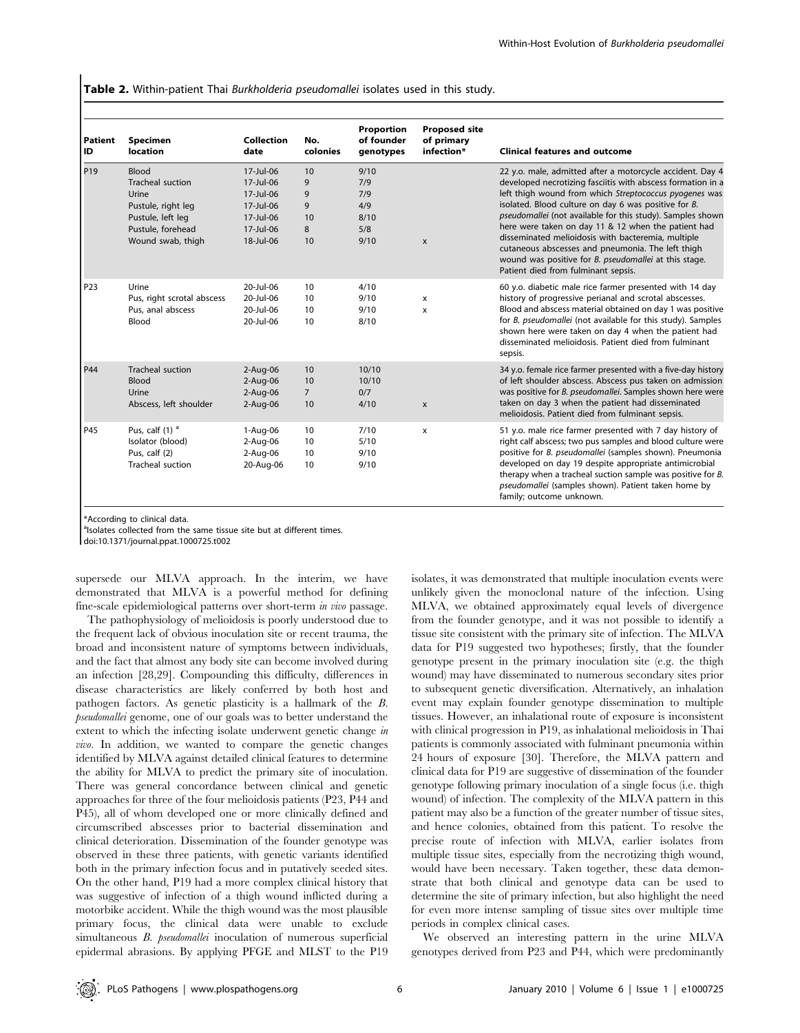**Table 2.** Within-patient Thai *Burkholderia pseudomallei* isolates used in this study.

| Patient ID | Specimen location | Collection date | No. colonies | Proportion of founder genotypes | Proposed site of primary infection* | Clinical features and outcome |
|---|---|---|---|---|---|---|
| P19 | Blood | 17-Jul-06 | 10 | 9/10 | | 22 y.o. male, admitted after a motorcycle accident. Day 4 developed necrotizing fasciitis with abscess formation in a left thigh wound from which *Streptococcus pyogenes* was isolated. Blood culture on day 6 was positive for *B. pseudomallei* (not available for this study). Samples shown here were taken on day 11 & 12 when the patient had disseminated melioidosis with bacteremia, multiple cutaneous abscesses and pneumonia. The left thigh wound was positive for *B. pseudomallei* at this stage. Patient died from fulminant sepsis. |
| | Tracheal suction | 17-Jul-06 | 9 | 7/9 | | |
| | Urine | 17-Jul-06 | 9 | 7/9 | | |
| | Pustule, right leg | 17-Jul-06 | 9 | 4/9 | | |
| | Pustule, left leg | 17-Jul-06 | 10 | 8/10 | | |
| | Pustule, forehead | 17-Jul-06 | 8 | 5/8 | | |
| | Wound swab, thigh | 18-Jul-06 | 10 | 9/10 | x | |
| P23 | Urine | 20-Jul-06 | 10 | 4/10 | | 60 y.o. diabetic male rice farmer presented with 14 day history of progressive perianal and scrotal abscesses. Blood and abscess material obtained on day 1 was positive for *B. pseudomallei* (not available for this study). Samples shown here were taken on day 4 when the patient had disseminated melioidosis. Patient died from fulminant sepsis. |
| | Pus, right scrotal abscess | 20-Jul-06 | 10 | 9/10 | x | |
| | Pus, anal abscess | 20-Jul-06 | 10 | 9/10 | x | |
| | Blood | 20-Jul-06 | 10 | 8/10 | | |
| P44 | Tracheal suction | 2-Aug-06 | 10 | 10/10 | | 34 y.o. female rice farmer presented with a five-day history of left shoulder abscess. Abscess pus taken on admission was positive for *B. pseudomallei*. Samples shown here were taken on day 3 when the patient had disseminated melioidosis. Patient died from fulminant sepsis. |
| | Blood | 2-Aug-06 | 10 | 10/10 | | |
| | Urine | 2-Aug-06 | 7 | 0/7 | | |
| | Abscess, left shoulder | 2-Aug-06 | 10 | 4/10 | x | |
| P45 | Pus, calf (1) [a] | 1-Aug-06 | 10 | 7/10 | x | 51 y.o. male rice farmer presented with 7 day history of right calf abscess; two pus samples and blood culture were positive for *B. pseudomallei* (samples shown). Pneumonia developed on day 19 despite appropriate antimicrobial therapy when a tracheal suction sample was positive for *B. pseudomallei* (samples shown). Patient taken home by family; outcome unknown. |
| | Isolator (blood) | 2-Aug-06 | 10 | 5/10 | | |
| | Pus, calf (2) | 2-Aug-06 | 10 | 9/10 | | |
| | Tracheal suction | 20-Aug-06 | 10 | 9/10 | | |

*According to clinical data.
[a]Isolates collected from the same tissue site but at different times.
doi:10.1371/journal.ppat.1000725.t002

supersede our MLVA approach. In the interim, we have demonstrated that MLVA is a powerful method for defining fine-scale epidemiological patterns over short-term *in vivo* passage.

The pathophysiology of melioidosis is poorly understood due to the frequent lack of obvious inoculation site or recent trauma, the broad and inconsistent nature of symptoms between individuals, and the fact that almost any body site can become involved during an infection [28,29]. Compounding this difficulty, differences in disease characteristics are likely conferred by both host and pathogen factors. As genetic plasticity is a hallmark of the *B. pseudomallei* genome, one of our goals was to better understand the extent to which the infecting isolate underwent genetic change *in vivo*. In addition, we wanted to compare the genetic changes identified by MLVA against detailed clinical features to determine the ability for MLVA to predict the primary site of inoculation. There was general concordance between clinical and genetic approaches for three of the four melioidosis patients (P23, P44 and P45), all of whom developed one or more clinically defined and circumscribed abscesses prior to bacterial dissemination and clinical deterioration. Dissemination of the founder genotype was observed in these three patients, with genetic variants identified both in the primary infection focus and in putatively seeded sites. On the other hand, P19 had a more complex clinical history that was suggestive of infection of a thigh wound inflicted during a motorbike accident. While the thigh wound was the most plausible primary focus, the clinical data were unable to exclude simultaneous *B. pseudomallei* inoculation of numerous superficial epidermal abrasions. By applying PFGE and MLST to the P19 isolates, it was demonstrated that multiple inoculation events were unlikely given the monoclonal nature of the infection. Using MLVA, we obtained approximately equal levels of divergence from the founder genotype, and it was not possible to identify a tissue site consistent with the primary site of infection. The MLVA data for P19 suggested two hypotheses; firstly, that the founder genotype present in the primary inoculation site (e.g. the thigh wound) may have disseminated to numerous secondary sites prior to subsequent genetic diversification. Alternatively, an inhalation event may explain founder genotype dissemination to multiple tissues. However, an inhalational route of exposure is inconsistent with clinical progression in P19, as inhalational melioidosis in Thai patients is commonly associated with fulminant pneumonia within 24 hours of exposure [30]. Therefore, the MLVA pattern and clinical data for P19 are suggestive of dissemination of the founder genotype following primary inoculation of a single focus (i.e. thigh wound) of infection. The complexity of the MLVA pattern in this patient may also be a function of the greater number of tissue sites, and hence colonies, obtained from this patient. To resolve the precise route of infection with MLVA, earlier isolates from multiple tissue sites, especially from the necrotizing thigh wound, would have been necessary. Taken together, these data demonstrate that both clinical and genotype data can be used to determine the site of primary infection, but also highlight the need for even more intense sampling of tissue sites over multiple time periods in complex clinical cases.

We observed an interesting pattern in the urine MLVA genotypes derived from P23 and P44, which were predominantly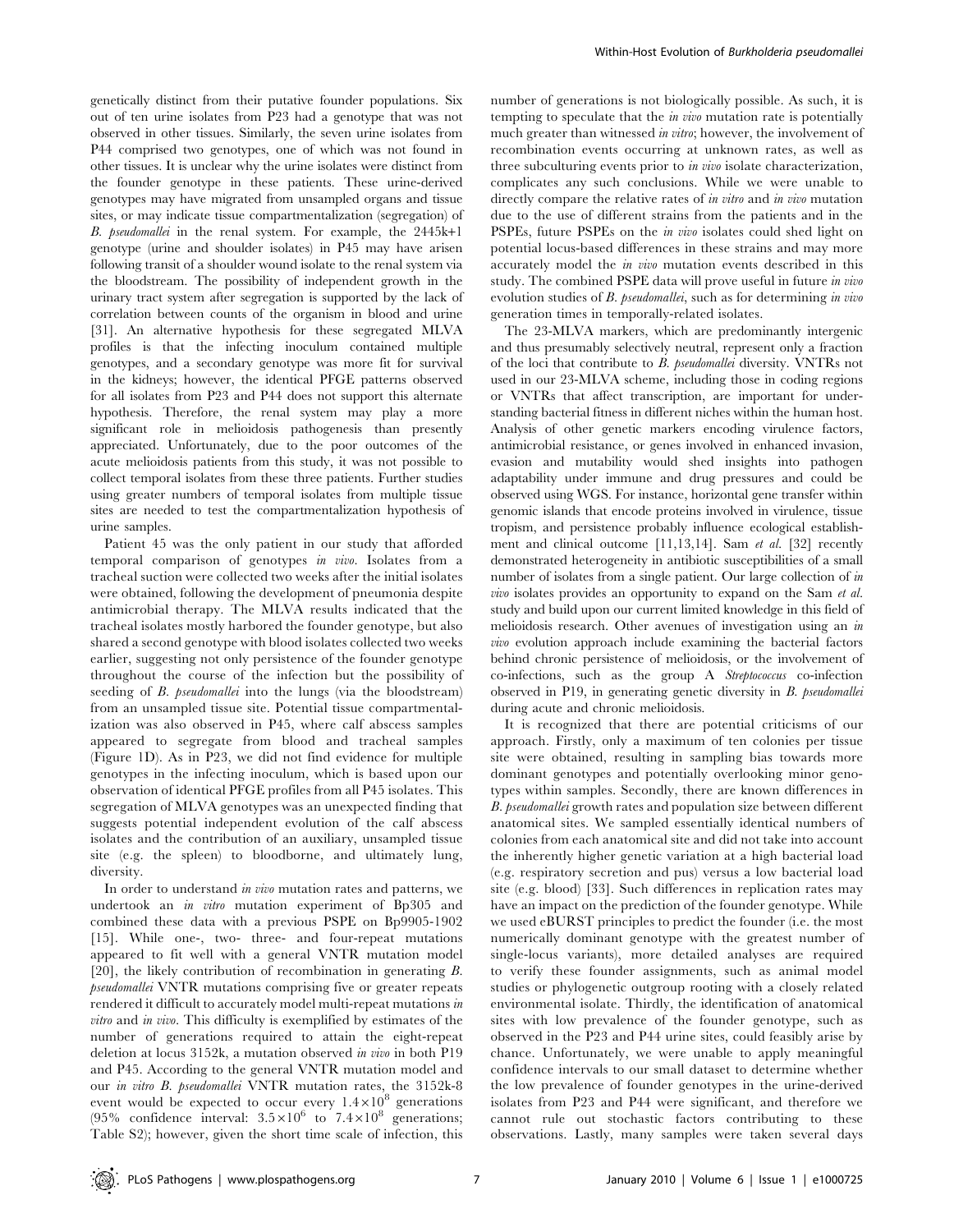genetically distinct from their putative founder populations. Six out of ten urine isolates from P23 had a genotype that was not observed in other tissues. Similarly, the seven urine isolates from P44 comprised two genotypes, one of which was not found in other tissues. It is unclear why the urine isolates were distinct from the founder genotype in these patients. These urine-derived genotypes may have migrated from unsampled organs and tissue sites, or may indicate tissue compartmentalization (segregation) of *B. pseudomallei* in the renal system. For example, the 2445k+1 genotype (urine and shoulder isolates) in P45 may have arisen following transit of a shoulder wound isolate to the renal system via the bloodstream. The possibility of independent growth in the urinary tract system after segregation is supported by the lack of correlation between counts of the organism in blood and urine [31]. An alternative hypothesis for these segregated MLVA profiles is that the infecting inoculum contained multiple genotypes, and a secondary genotype was more fit for survival in the kidneys; however, the identical PFGE patterns observed for all isolates from P23 and P44 does not support this alternate hypothesis. Therefore, the renal system may play a more significant role in melioidosis pathogenesis than presently appreciated. Unfortunately, due to the poor outcomes of the acute melioidosis patients from this study, it was not possible to collect temporal isolates from these three patients. Further studies using greater numbers of temporal isolates from multiple tissue sites are needed to test the compartmentalization hypothesis of urine samples.

Patient 45 was the only patient in our study that afforded temporal comparison of genotypes *in vivo*. Isolates from a tracheal suction were collected two weeks after the initial isolates were obtained, following the development of pneumonia despite antimicrobial therapy. The MLVA results indicated that the tracheal isolates mostly harbored the founder genotype, but also shared a second genotype with blood isolates collected two weeks earlier, suggesting not only persistence of the founder genotype throughout the course of the infection but the possibility of seeding of *B. pseudomallei* into the lungs (via the bloodstream) from an unsampled tissue site. Potential tissue compartmentalization was also observed in P45, where calf abscess samples appeared to segregate from blood and tracheal samples (Figure 1D). As in P23, we did not find evidence for multiple genotypes in the infecting inoculum, which is based upon our observation of identical PFGE profiles from all P45 isolates. This segregation of MLVA genotypes was an unexpected finding that suggests potential independent evolution of the calf abscess isolates and the contribution of an auxiliary, unsampled tissue site (e.g. the spleen) to bloodborne, and ultimately lung, diversity.

In order to understand *in vivo* mutation rates and patterns, we undertook an *in vitro* mutation experiment of Bp305 and combined these data with a previous PSPE on Bp9905-1902 [15]. While one-, two- three- and four-repeat mutations appeared to fit well with a general VNTR mutation model [20], the likely contribution of recombination in generating *B. pseudomallei* VNTR mutations comprising five or greater repeats rendered it difficult to accurately model multi-repeat mutations *in vitro* and *in vivo*. This difficulty is exemplified by estimates of the number of generations required to attain the eight-repeat deletion at locus 3152k, a mutation observed *in vivo* in both P19 and P45. According to the general VNTR mutation model and our *in vitro B. pseudomallei* VNTR mutation rates, the 3152k-8 event would be expected to occur every $1.4\times10^{8}$ generations (95% confidence interval: $3.5\times10^{6}$ to $7.4\times10^{8}$ generations; Table S2); however, given the short time scale of infection, this number of generations is not biologically possible. As such, it is tempting to speculate that the *in vivo* mutation rate is potentially much greater than witnessed *in vitro*; however, the involvement of recombination events occurring at unknown rates, as well as three subculturing events prior to *in vivo* isolate characterization, complicates any such conclusions. While we were unable to directly compare the relative rates of *in vitro* and *in vivo* mutation due to the use of different strains from the patients and in the PSPEs, future PSPEs on the *in vivo* isolates could shed light on potential locus-based differences in these strains and may more accurately model the *in vivo* mutation events described in this study. The combined PSPE data will prove useful in future *in vivo* evolution studies of *B. pseudomallei*, such as for determining *in vivo* generation times in temporally-related isolates.

The 23-MLVA markers, which are predominantly intergenic and thus presumably selectively neutral, represent only a fraction of the loci that contribute to *B. pseudomallei* diversity. VNTRs not used in our 23-MLVA scheme, including those in coding regions or VNTRs that affect transcription, are important for understanding bacterial fitness in different niches within the human host. Analysis of other genetic markers encoding virulence factors, antimicrobial resistance, or genes involved in enhanced invasion, evasion and mutability would shed insights into pathogen adaptability under immune and drug pressures and could be observed using WGS. For instance, horizontal gene transfer within genomic islands that encode proteins involved in virulence, tissue tropism, and persistence probably influence ecological establishment and clinical outcome [11,13,14]. Sam *et al.* [32] recently demonstrated heterogeneity in antibiotic susceptibilities of a small number of isolates from a single patient. Our large collection of *in vivo* isolates provides an opportunity to expand on the Sam *et al.* study and build upon our current limited knowledge in this field of melioidosis research. Other avenues of investigation using an *in vivo* evolution approach include examining the bacterial factors behind chronic persistence of melioidosis, or the involvement of co-infections, such as the group A *Streptococcus* co-infection observed in P19, in generating genetic diversity in *B. pseudomallei* during acute and chronic melioidosis.

It is recognized that there are potential criticisms of our approach. Firstly, only a maximum of ten colonies per tissue site were obtained, resulting in sampling bias towards more dominant genotypes and potentially overlooking minor genotypes within samples. Secondly, there are known differences in *B. pseudomallei* growth rates and population size between different anatomical sites. We sampled essentially identical numbers of colonies from each anatomical site and did not take into account the inherently higher genetic variation at a high bacterial load (e.g. respiratory secretion and pus) versus a low bacterial load site (e.g. blood) [33]. Such differences in replication rates may have an impact on the prediction of the founder genotype. While we used eBURST principles to predict the founder (i.e. the most numerically dominant genotype with the greatest number of single-locus variants), more detailed analyses are required to verify these founder assignments, such as animal model studies or phylogenetic outgroup rooting with a closely related environmental isolate. Thirdly, the identification of anatomical sites with low prevalence of the founder genotype, such as observed in the P23 and P44 urine sites, could feasibly arise by chance. Unfortunately, we were unable to apply meaningful confidence intervals to our small dataset to determine whether the low prevalence of founder genotypes in the urine-derived isolates from P23 and P44 were significant, and therefore we cannot rule out stochastic factors contributing to these observations. Lastly, many samples were taken several days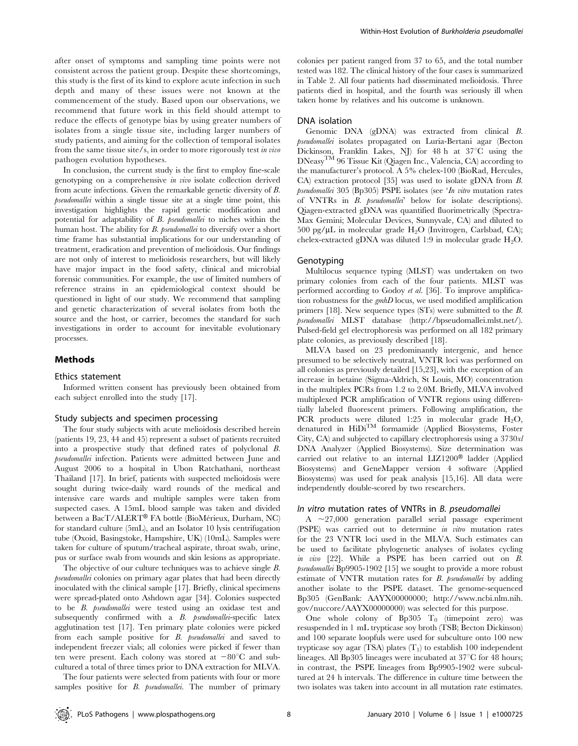after onset of symptoms and sampling time points were not consistent across the patient group. Despite these shortcomings, this study is the first of its kind to explore acute infection in such depth and many of these issues were not known at the commencement of the study. Based upon our observations, we recommend that future work in this field should attempt to reduce the effects of genotype bias by using greater numbers of isolates from a single tissue site, including larger numbers of study patients, and aiming for the collection of temporal isolates from the same tissue site/s, in order to more rigorously test *in vivo* pathogen evolution hypotheses.

In conclusion, the current study is the first to employ fine-scale genotyping on a comprehensive *in vivo* isolate collection derived from acute infections. Given the remarkable genetic diversity of *B. pseudomallei* within a single tissue site at a single time point, this investigation highlights the rapid genetic modification and potential for adaptability of *B. pseudomallei* to niches within the human host. The ability for *B. pseudomallei* to diversify over a short time frame has substantial implications for our understanding of treatment, eradication and prevention of melioidosis. Our findings are not only of interest to melioidosis researchers, but will likely have major impact in the food safety, clinical and microbial forensic communities. For example, the use of limited numbers of reference strains in an epidemiological context should be questioned in light of our study. We recommend that sampling and genetic characterization of several isolates from both the source and the host, or carrier, becomes the standard for such investigations in order to account for inevitable evolutionary processes.

## Methods

### Ethics statement

Informed written consent has previously been obtained from each subject enrolled into the study [17].

### Study subjects and specimen processing

The four study subjects with acute melioidosis described herein (patients 19, 23, 44 and 45) represent a subset of patients recruited into a prospective study that defined rates of polyclonal *B. pseudomallei* infection. Patients were admitted between June and August 2006 to a hospital in Ubon Ratchathani, northeast Thailand [17]. In brief, patients with suspected melioidosis were sought during twice-daily ward rounds of the medical and intensive care wards and multiple samples were taken from suspected cases. A 15mL blood sample was taken and divided between a BacT/ALERT® FA bottle (BioMérieux, Durham, NC) for standard culture (5mL), and an Isolator 10 lysis centrifugation tube (Oxoid, Basingstoke, Hampshire, UK) (10mL). Samples were taken for culture of sputum/tracheal aspirate, throat swab, urine, pus or surface swab from wounds and skin lesions as appropriate.

The objective of our culture techniques was to achieve single *B. pseudomallei* colonies on primary agar plates that had been directly inoculated with the clinical sample [17]. Briefly, clinical specimens were spread-plated onto Ashdown agar [34]. Colonies suspected to be *B. pseudomallei* were tested using an oxidase test and subsequently confirmed with a *B. pseudomallei*-specific latex agglutination test [17]. Ten primary plate colonies were picked from each sample positive for *B. pseudomallei* and saved to independent freezer vials; all colonies were picked if fewer than ten were present. Each colony was stored at $-80^{\circ}$C and subcultured a total of three times prior to DNA extraction for MLVA.

The four patients were selected from patients with four or more samples positive for *B. pseudomallei*. The number of primary colonies per patient ranged from 37 to 65, and the total number tested was 182. The clinical history of the four cases is summarized in Table 2. All four patients had disseminated melioidosis. Three patients died in hospital, and the fourth was seriously ill when taken home by relatives and his outcome is unknown.

### DNA isolation

Genomic DNA (gDNA) was extracted from clinical *B. pseudomallei* isolates propagated on Luria-Bertani agar (Becton Dickinson, Franklin Lakes, NJ) for 48 h at $37^{\circ}$C using the DNeasy™ 96 Tissue Kit (Qiagen Inc., Valencia, CA) according to the manufacturer's protocol. A 5% chelex-100 (BioRad, Hercules, CA) extraction protocol [35] was used to isolate gDNA from *B. pseudomallei* 305 (Bp305) PSPE isolates (see '*In vitro* mutation rates of VNTRs in *B. pseudomallei*' below for isolate descriptions). Qiagen-extracted gDNA was quantified fluorimetrically (SpectraMax Gemini; Molecular Devices, Sunnyvale, CA) and diluted to 500 pg/μL in molecular grade $H_2O$ (Invitrogen, Carlsbad, CA); chelex-extracted gDNA was diluted 1:9 in molecular grade $H_2O$.

### Genotyping

Multilocus sequence typing (MLST) was undertaken on two primary colonies from each of the four patients. MLST was performed according to Godoy *et al.* [36]. To improve amplification robustness for the *gmhD* locus, we used modified amplification primers [18]. New sequence types (STs) were submitted to the *B. pseudomallei* MLST database (http://bpseudomallei.mlst.net/). Pulsed-field gel electrophoresis was performed on all 182 primary plate colonies, as previously described [18].

MLVA based on 23 predominantly intergenic, and hence presumed to be selectively neutral, VNTR loci was performed on all colonies as previously detailed [15,23], with the exception of an increase in betaine (Sigma-Aldrich, St Louis, MO) concentration in the multiplex PCRs from 1.2 to 2.0M. Briefly, MLVA involved multiplexed PCR amplification of VNTR regions using differentially labeled fluorescent primers. Following amplification, the PCR products were diluted 1:25 in molecular grade $H_2O$, denatured in HiDi™ formamide (Applied Biosystems, Foster City, CA) and subjected to capillary electrophoresis using a 3730*xl* DNA Analyzer (Applied Biosystems). Size determination was carried out relative to an internal LIZ1200® ladder (Applied Biosystems) and GeneMapper version 4 software (Applied Biosystems) was used for peak analysis [15,16]. All data were independently double-scored by two researchers.

### *In vitro* mutation rates of VNTRs in *B. pseudomallei*

A ~27,000 generation parallel serial passage experiment (PSPE) was carried out to determine *in vitro* mutation rates for the 23 VNTR loci used in the MLVA. Such estimates can be used to facilitate phylogenetic analyses of isolates cycling *in vivo* [22]. While a PSPE has been carried out on *B. pseudomallei* Bp9905-1902 [15] we sought to provide a more robust estimate of VNTR mutation rates for *B. pseudomallei* by adding another isolate to the PSPE dataset. The genome-sequenced Bp305 (GenBank: AAYX00000000; http://www.ncbi.nlm.nih.gov/nuccore/AAYX00000000) was selected for this purpose.

One whole colony of Bp305 $T_0$ (timepoint zero) was resuspended in 1 mL trypticase soy broth (TSB; Becton Dickinson) and 100 separate loopfuls were used for subculture onto 100 new trypticase soy agar (TSA) plates ($T_1$) to establish 100 independent lineages. All Bp305 lineages were incubated at $37^{\circ}$C for 48 hours; in contrast, the PSPE lineages from Bp9905-1902 were subcultured at 24 h intervals. The difference in culture time between the two isolates was taken into account in all mutation rate estimates.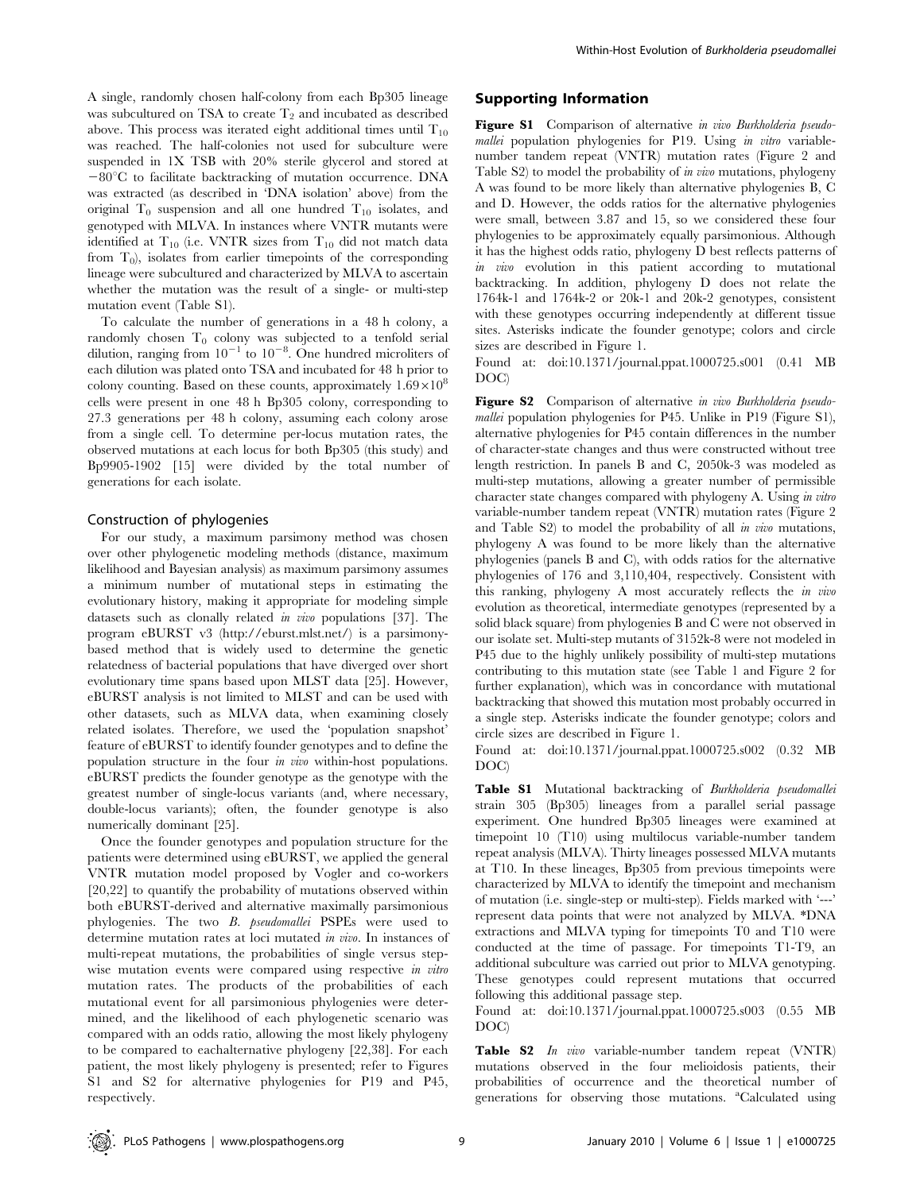A single, randomly chosen half-colony from each Bp305 lineage was subcultured on TSA to create $T_2$ and incubated as described above. This process was iterated eight additional times until $T_{10}$ was reached. The half-colonies not used for subculture were suspended in 1X TSB with 20% sterile glycerol and stored at $-80°C$ to facilitate backtracking of mutation occurrence. DNA was extracted (as described in 'DNA isolation' above) from the original $T_0$ suspension and all one hundred $T_{10}$ isolates, and genotyped with MLVA. In instances where VNTR mutants were identified at $T_{10}$ (i.e. VNTR sizes from $T_{10}$ did not match data from $T_0$), isolates from earlier timepoints of the corresponding lineage were subcultured and characterized by MLVA to ascertain whether the mutation was the result of a single- or multi-step mutation event (Table S1).

To calculate the number of generations in a 48 h colony, a randomly chosen $T_0$ colony was subjected to a tenfold serial dilution, ranging from $10^{-1}$ to $10^{-8}$. One hundred microliters of each dilution was plated onto TSA and incubated for 48 h prior to colony counting. Based on these counts, approximately $1.69\times10^{8}$ cells were present in one 48 h Bp305 colony, corresponding to 27.3 generations per 48 h colony, assuming each colony arose from a single cell. To determine per-locus mutation rates, the observed mutations at each locus for both Bp305 (this study) and Bp9905-1902 [15] were divided by the total number of generations for each isolate.

### Construction of phylogenies

For our study, a maximum parsimony method was chosen over other phylogenetic modeling methods (distance, maximum likelihood and Bayesian analysis) as maximum parsimony assumes a minimum number of mutational steps in estimating the evolutionary history, making it appropriate for modeling simple datasets such as clonally related *in vivo* populations [37]. The program eBURST v3 (http://eburst.mlst.net/) is a parsimony-based method that is widely used to determine the genetic relatedness of bacterial populations that have diverged over short evolutionary time spans based upon MLST data [25]. However, eBURST analysis is not limited to MLST and can be used with other datasets, such as MLVA data, when examining closely related isolates. Therefore, we used the 'population snapshot' feature of eBURST to identify founder genotypes and to define the population structure in the four *in vivo* within-host populations. eBURST predicts the founder genotype as the genotype with the greatest number of single-locus variants (and, where necessary, double-locus variants); often, the founder genotype is also numerically dominant [25].

Once the founder genotypes and population structure for the patients were determined using eBURST, we applied the general VNTR mutation model proposed by Vogler and co-workers [20,22] to quantify the probability of mutations observed within both eBURST-derived and alternative maximally parsimonious phylogenies. The two *B. pseudomallei* PSPEs were used to determine mutation rates at loci mutated *in vivo*. In instances of multi-repeat mutations, the probabilities of single versus step-wise mutation events were compared using respective *in vitro* mutation rates. The products of the probabilities of each mutational event for all parsimonious phylogenies were determined, and the likelihood of each phylogenetic scenario was compared with an odds ratio, allowing the most likely phylogeny to be compared to eachalternative phylogeny [22,38]. For each patient, the most likely phylogeny is presented; refer to Figures S1 and S2 for alternative phylogenies for P19 and P45, respectively.

## Supporting Information

**Figure S1** Comparison of alternative *in vivo Burkholderia pseudomallei* population phylogenies for P19. Using *in vitro* variable-number tandem repeat (VNTR) mutation rates (Figure 2 and Table S2) to model the probability of *in vivo* mutations, phylogeny A was found to be more likely than alternative phylogenies B, C and D. However, the odds ratios for the alternative phylogenies were small, between 3.87 and 15, so we considered these four phylogenies to be approximately equally parsimonious. Although it has the highest odds ratio, phylogeny D best reflects patterns of *in vivo* evolution in this patient according to mutational backtracking. In addition, phylogeny D does not relate the 1764k-1 and 1764k-2 or 20k-1 and 20k-2 genotypes, consistent with these genotypes occurring independently at different tissue sites. Asterisks indicate the founder genotype; colors and circle sizes are described in Figure 1.

Found at: doi:10.1371/journal.ppat.1000725.s001 (0.41 MB DOC)

**Figure S2** Comparison of alternative *in vivo Burkholderia pseudomallei* population phylogenies for P45. Unlike in P19 (Figure S1), alternative phylogenies for P45 contain differences in the number of character-state changes and thus were constructed without tree length restriction. In panels B and C, 2050k-3 was modeled as multi-step mutations, allowing a greater number of permissible character state changes compared with phylogeny A. Using *in vitro* variable-number tandem repeat (VNTR) mutation rates (Figure 2 and Table S2) to model the probability of all *in vivo* mutations, phylogeny A was found to be more likely than the alternative phylogenies (panels B and C), with odds ratios for the alternative phylogenies of 176 and 3,110,404, respectively. Consistent with this ranking, phylogeny A most accurately reflects the *in vivo* evolution as theoretical, intermediate genotypes (represented by a solid black square) from phylogenies B and C were not observed in our isolate set. Multi-step mutants of 3152k-8 were not modeled in P45 due to the highly unlikely possibility of multi-step mutations contributing to this mutation state (see Table 1 and Figure 2 for further explanation), which was in concordance with mutational backtracking that showed this mutation most probably occurred in a single step. Asterisks indicate the founder genotype; colors and circle sizes are described in Figure 1.

Found at: doi:10.1371/journal.ppat.1000725.s002 (0.32 MB DOC)

**Table S1** Mutational backtracking of *Burkholderia pseudomallei* strain 305 (Bp305) lineages from a parallel serial passage experiment. One hundred Bp305 lineages were examined at timepoint 10 (T10) using multilocus variable-number tandem repeat analysis (MLVA). Thirty lineages possessed MLVA mutants at T10. In these lineages, Bp305 from previous timepoints were characterized by MLVA to identify the timepoint and mechanism of mutation (i.e. single-step or multi-step). Fields marked with '---' represent data points that were not analyzed by MLVA. *DNA extractions and MLVA typing for timepoints T0 and T10 were conducted at the time of passage. For timepoints T1-T9, an additional subculture was carried out prior to MLVA genotyping. These genotypes could represent mutations that occurred following this additional passage step.

Found at: doi:10.1371/journal.ppat.1000725.s003 (0.55 MB DOC)

**Table S2** *In vivo* variable-number tandem repeat (VNTR) mutations observed in the four melioidosis patients, their probabilities of occurrence and the theoretical number of generations for observing those mutations. [a]Calculated using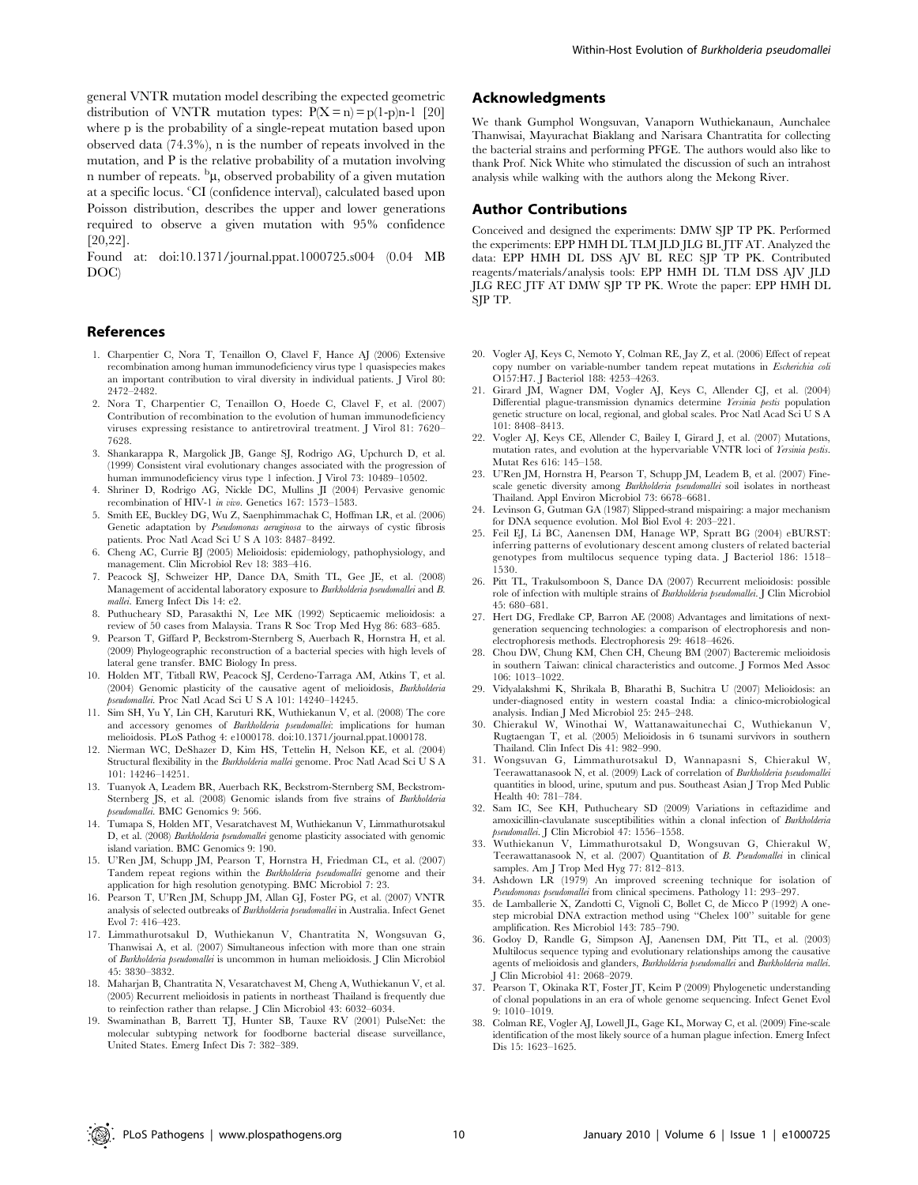general VNTR mutation model describing the expected geometric distribution of VNTR mutation types: $P(X = n) = p(1-p)^{n-1}$ [20] where p is the probability of a single-repeat mutation based upon observed data (74.3%), n is the number of repeats involved in the mutation, and P is the relative probability of a mutation involving n number of repeats. [b]μ, observed probability of a given mutation at a specific locus. [c]CI (confidence interval), calculated based upon Poisson distribution, describes the upper and lower generations required to observe a given mutation with 95% confidence [20,22].

Found at: doi:10.1371/journal.ppat.1000725.s004 (0.04 MB DOC)

## Acknowledgments

We thank Gumphol Wongsuvan, Vanaporn Wuthiekanaun, Aunchalee Thanwisai, Mayurachat Biaklang and Narisara Chantratita for collecting the bacterial strains and performing PFGE. The authors would also like to thank Prof. Nick White who stimulated the discussion of such an intrahost analysis while walking with the authors along the Mekong River.

## Author Contributions

Conceived and designed the experiments: DMW SJP TP PK. Performed the experiments: EPP HMH DL TLM JLD JLG BL JTF AT. Analyzed the data: EPP HMH DL DSS AJV BL REC SJP TP PK. Contributed reagents/materials/analysis tools: EPP HMH DL TLM DSS AJV JLD JLG REC JTF AT DMW SJP TP PK. Wrote the paper: EPP HMH DL SJP TP.

## References

1. Charpentier C, Nora T, Tenaillon O, Clavel F, Hance AJ (2006) Extensive recombination among human immunodeficiency virus type 1 quasispecies makes an important contribution to viral diversity in individual patients. J Virol 80: 2472–2482.
2. Nora T, Charpentier C, Tenaillon O, Hoede C, Clavel F, et al. (2007) Contribution of recombination to the evolution of human immunodeficiency viruses expressing resistance to antiretroviral treatment. J Virol 81: 7620–7628.
3. Shankarappa R, Margolick JB, Gange SJ, Rodrigo AG, Upchurch D, et al. (1999) Consistent viral evolutionary changes associated with the progression of human immunodeficiency virus type 1 infection. J Virol 73: 10489–10502.
4. Shriner D, Rodrigo AG, Nickle DC, Mullins JI (2004) Pervasive genomic recombination of HIV-1 *in vivo*. Genetics 167: 1573–1583.
5. Smith EE, Buckley DG, Wu Z, Saenphimmachak C, Hoffman LR, et al. (2006) Genetic adaptation by *Pseudomonas aeruginosa* to the airways of cystic fibrosis patients. Proc Natl Acad Sci U S A 103: 8487–8492.
6. Cheng AC, Currie BJ (2005) Melioidosis: epidemiology, pathophysiology, and management. Clin Microbiol Rev 18: 383–416.
7. Peacock SJ, Schweizer HP, Dance DA, Smith TL, Gee JE, et al. (2008) Management of accidental laboratory exposure to *Burkholderia pseudomallei* and *B. mallei*. Emerg Infect Dis 14: e2.
8. Puthucheary SD, Parasakthi N, Lee MK (1992) Septicaemic melioidosis: a review of 50 cases from Malaysia. Trans R Soc Trop Med Hyg 86: 683–685.
9. Pearson T, Giffard P, Beckstrom-Sternberg S, Auerbach R, Hornstra H, et al. (2009) Phylogeographic reconstruction of a bacterial species with high levels of lateral gene transfer. BMC Biology In press.
10. Holden MT, Titball RW, Peacock SJ, Cerdeno-Tarraga AM, Atkins T, et al. (2004) Genomic plasticity of the causative agent of melioidosis, *Burkholderia pseudomallei*. Proc Natl Acad Sci U S A 101: 14240–14245.
11. Sim SH, Yu Y, Lin CH, Karuturi RK, Wuthiekanun V, et al. (2008) The core and accessory genomes of *Burkholderia pseudomallei*: implications for human melioidosis. PLoS Pathog 4: e1000178. doi:10.1371/journal.ppat.1000178.
12. Nierman WC, DeShazer D, Kim HS, Tettelin H, Nelson KE, et al. (2004) Structural flexibility in the *Burkholderia mallei* genome. Proc Natl Acad Sci U S A 101: 14246–14251.
13. Tuanyok A, Leadem BR, Auerbach RK, Beckstrom-Sternberg SM, Beckstrom-Sternberg JS, et al. (2008) Genomic islands from five strains of *Burkholderia pseudomallei*. BMC Genomics 9: 566.
14. Tumapa S, Holden MT, Vesaratchavest M, Wuthiekanun V, Limmathurotsakul D, et al. (2008) *Burkholderia pseudomallei* genome plasticity associated with genomic island variation. BMC Genomics 9: 190.
15. U'Ren JM, Schupp JM, Pearson T, Hornstra H, Friedman CL, et al. (2007) Tandem repeat regions within the *Burkholderia pseudomallei* genome and their application for high resolution genotyping. BMC Microbiol 7: 23.
16. Pearson T, U'Ren JM, Schupp JM, Allan GJ, Foster PG, et al. (2007) VNTR analysis of selected outbreaks of *Burkholderia pseudomallei* in Australia. Infect Genet Evol 7: 416–423.
17. Limmathurotsakul D, Wuthiekanun V, Chantratita N, Wongsuvan G, Thanwisai A, et al. (2007) Simultaneous infection with more than one strain of *Burkholderia pseudomallei* is uncommon in human melioidosis. J Clin Microbiol 45: 3830–3832.
18. Maharjan B, Chantratita N, Vesaratchavest M, Cheng A, Wuthiekanun V, et al. (2005) Recurrent melioidosis in patients in northeast Thailand is frequently due to reinfection rather than relapse. J Clin Microbiol 43: 6032–6034.
19. Swaminathan B, Barrett TJ, Hunter SB, Tauxe RV (2001) PulseNet: the molecular subtyping network for foodborne bacterial disease surveillance, United States. Emerg Infect Dis 7: 382–389.
20. Vogler AJ, Keys C, Nemoto Y, Colman RE, Jay Z, et al. (2006) Effect of repeat copy number on variable-number tandem repeat mutations in *Escherichia coli* O157:H7. J Bacteriol 188: 4253–4263.
21. Girard JM, Wagner DM, Vogler AJ, Keys C, Allender CJ, et al. (2004) Differential plague-transmission dynamics determine *Yersinia pestis* population genetic structure on local, regional, and global scales. Proc Natl Acad Sci U S A 101: 8408–8413.
22. Vogler AJ, Keys CE, Allender C, Bailey I, Girard J, et al. (2007) Mutations, mutation rates, and evolution at the hypervariable VNTR loci of *Yersinia pestis*. Mutat Res 616: 145–158.
23. U'Ren JM, Hornstra H, Pearson T, Schupp JM, Leadem B, et al. (2007) Fine-scale genetic diversity among *Burkholderia pseudomallei* soil isolates in northeast Thailand. Appl Environ Microbiol 73: 6678–6681.
24. Levinson G, Gutman GA (1987) Slipped-strand mispairing: a major mechanism for DNA sequence evolution. Mol Biol Evol 4: 203–221.
25. Feil EJ, Li BC, Aanensen DM, Hanage WP, Spratt BG (2004) eBURST: inferring patterns of evolutionary descent among clusters of related bacterial genotypes from multilocus sequence typing data. J Bacteriol 186: 1518–1530.
26. Pitt TL, Trakulsomboon S, Dance DA (2007) Recurrent melioidosis: possible role of infection with multiple strains of *Burkholderia pseudomallei*. J Clin Microbiol 45: 680–681.
27. Hert DG, Fredlake CP, Barron AE (2008) Advantages and limitations of next-generation sequencing technologies: a comparison of electrophoresis and non-electrophoresis methods. Electrophoresis 29: 4618–4626.
28. Chou DW, Chung KM, Chen CH, Cheung BM (2007) Bacteremic melioidosis in southern Taiwan: clinical characteristics and outcome. J Formos Med Assoc 106: 1013–1022.
29. Vidyalakshmi K, Shrikala B, Bharathi B, Suchitra U (2007) Melioidosis: an under-diagnosed entity in western coastal India: a clinico-microbiological analysis. Indian J Med Microbiol 25: 245–248.
30. Chierakul W, Winothai W, Wattanawaitunechai C, Wuthiekanun V, Rugtaengan T, et al. (2005) Melioidosis in 6 tsunami survivors in southern Thailand. Clin Infect Dis 41: 982–990.
31. Wongsuvan G, Limmathurotsakul D, Wannapasni S, Chierakul W, Teerawattanasook N, et al. (2009) Lack of correlation of *Burkholderia pseudomallei* quantities in blood, urine, sputum and pus. Southeast Asian J Trop Med Public Health 40: 781–784.
32. Sam IC, See KH, Puthucheary SD (2009) Variations in ceftazidime and amoxicillin-clavulanate susceptibilities within a clonal infection of *Burkholderia pseudomallei*. J Clin Microbiol 47: 1556–1558.
33. Wuthiekanun V, Limmathurotsakul D, Wongsuvan G, Chierakul W, Teerawattanasook N, et al. (2007) Quantitation of *B. Pseudomallei* in clinical samples. Am J Trop Med Hyg 77: 812–813.
34. Ashdown LR (1979) An improved screening technique for isolation of *Pseudomonas pseudomallei* from clinical specimens. Pathology 11: 293–297.
35. de Lamballerie X, Zandotti C, Vignoli C, Bollet C, de Micco P (1992) A one-step microbial DNA extraction method using "Chelex 100" suitable for gene amplification. Res Microbiol 143: 785–790.
36. Godoy D, Randle G, Simpson AJ, Aanensen DM, Pitt TL, et al. (2003) Multilocus sequence typing and evolutionary relationships among the causative agents of melioidosis and glanders, *Burkholderia pseudomallei* and *Burkholderia mallei*. J Clin Microbiol 41: 2068–2079.
37. Pearson T, Okinaka RT, Foster JT, Keim P (2009) Phylogenetic understanding of clonal populations in an era of whole genome sequencing. Infect Genet Evol 9: 1010–1019.
38. Colman RE, Vogler AJ, Lowell JL, Gage KL, Morway C, et al. (2009) Fine-scale identification of the most likely source of a human plague infection. Emerg Infect Dis 15: 1623–1625.